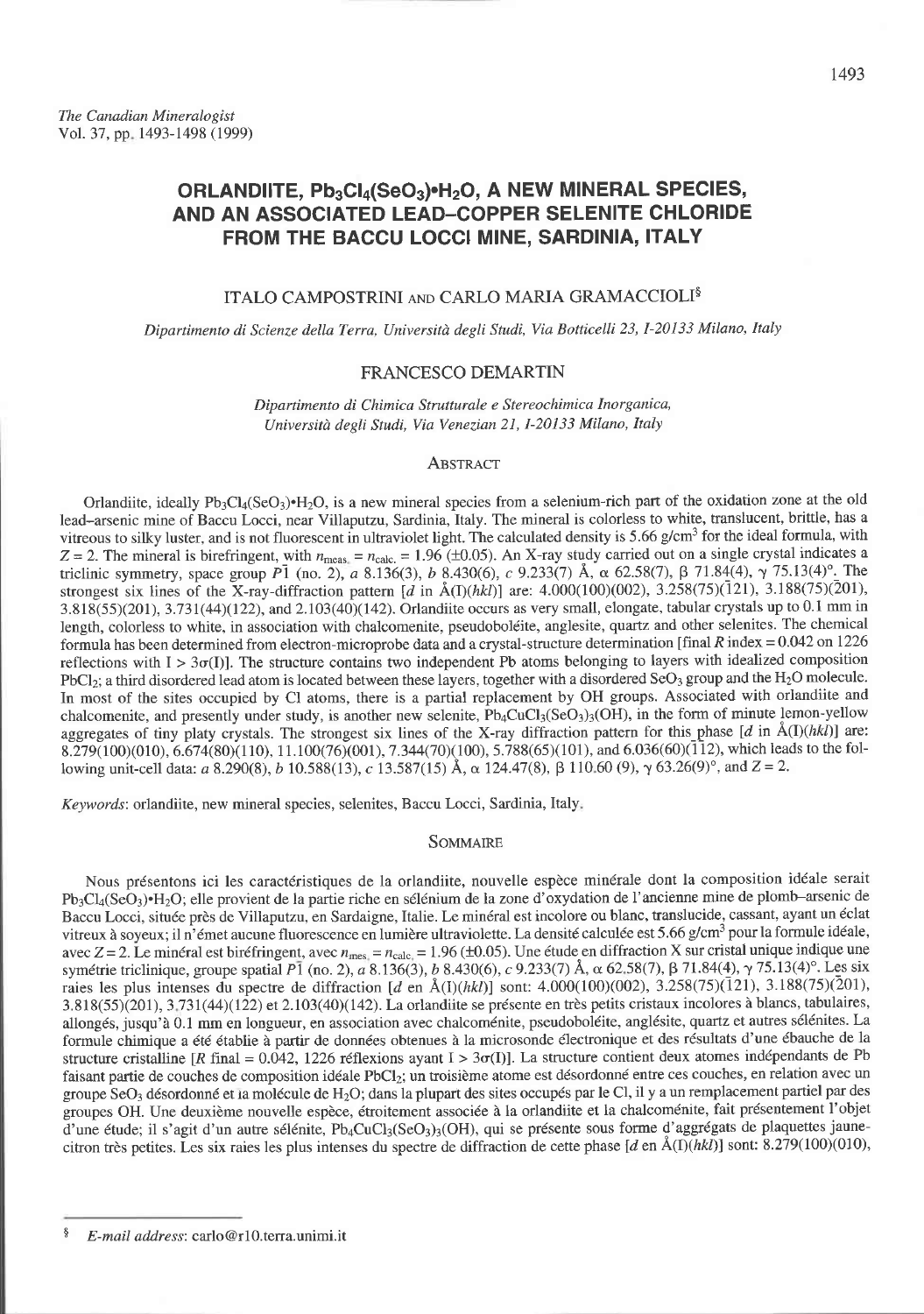*The Canadian Mineralogist*
Vol. 37, pp. 1493-1498 (1999)

# ORLANDIITE, $Pb_3Cl_4(SeO_3){\bullet}H_2O$, A NEW MINERAL SPECIES, AND AN ASSOCIATED LEAD–COPPER SELENITE CHLORIDE FROM THE BACCU LOCCI MINE, SARDINIA, ITALY

ITALO CAMPOSTRINI AND CARLO MARIA GRAMACCIOLI[§]

*Dipartimento di Scienze della Terra, Università degli Studi, Via Botticelli 23, I-20133 Milano, Italy*

FRANCESCO DEMARTIN

*Dipartimento di Chimica Strutturale e Stereochimica Inorganica, Università degli Studi, Via Venezian 21, I-20133 Milano, Italy*

## Abstract

Orlandiite, ideally $Pb_3Cl_4(SeO_3){\bullet}H_2O$, is a new mineral species from a selenium-rich part of the oxidation zone at the old lead–arsenic mine of Baccu Locci, near Villaputzu, Sardinia, Italy. The mineral is colorless to white, translucent, brittle, has a vitreous to silky luster, and is not fluorescent in ultraviolet light. The calculated density is 5.66 g/cm$^3$ for the ideal formula, with $Z = 2$. The mineral is birefringent, with $n_{meas.} = n_{calc.} = 1.96$ (±0.05). An X-ray study carried out on a single crystal indicates a triclinic symmetry, space group $P\bar{1}$ (no. 2), *a* 8.136(3), *b* 8.430(6), *c* 9.233(7) Å, α 62.58(7), β 71.84(4), γ 75.13(4)°. The strongest six lines of the X-ray-diffraction pattern [*d* in Å(I)(*hkl*)] are: 4.000(100)(002), 3.258(75)($\bar{1}$21), 3.188(75)($\bar{2}$01), 3.818(55)(201), 3.731(44)(122), and 2.103(40)(142). Orlandiite occurs as very small, elongate, tabular crystals up to 0.1 mm in length, colorless to white, in association with chalcomenite, pseudoboléite, anglesite, quartz and other selenites. The chemical formula has been determined from electron-microprobe data and a crystal-structure determination [final *R* index = 0.042 on 1226 reflections with $I > 3\sigma(I)$]. The structure contains two independent Pb atoms belonging to layers with idealized composition $PbCl_2$; a third disordered lead atom is located between these layers, together with a disordered $SeO_3$ group and the $H_2O$ molecule. In most of the sites occupied by Cl atoms, there is a partial replacement by OH groups. Associated with orlandiite and chalcomenite, and presently under study, is another new selenite, $Pb_4CuCl_3(SeO_3)_3(OH)$, in the form of minute lemon-yellow aggregates of tiny platy crystals. The strongest six lines of the X-ray diffraction pattern for this phase [*d* in Å(I)(*hkl*)] are: 8.279(100)(010), 6.674(80)(110), 11.100(76)(001), 7.344(70)(100), 5.788(65)(101), and 6.036(60)($\bar{1}$12), which leads to the following unit-cell data: *a* 8.290(8), *b* 10.588(13), *c* 13.587(15) Å, α 124.47(8), β 110.60 (9), γ 63.26(9)°, and $Z = 2$.

*Keywords*: orlandiite, new mineral species, selenites, Baccu Locci, Sardinia, Italy.

## Sommaire

Nous présentons ici les caractéristiques de la orlandiite, nouvelle espèce minérale dont la composition idéale serait $Pb_3Cl_4(SeO_3){\bullet}H_2O$; elle provient de la partie riche en sélénium de la zone d'oxydation de l'ancienne mine de plomb–arsenic de Baccu Locci, située près de Villaputzu, en Sardaigne, Italie. Le minéral est incolore ou blanc, translucide, cassant, ayant un éclat vitreux à soyeux; il n'émet aucune fluorescence en lumière ultraviolette. La densité calculée est 5.66 g/cm$^3$ pour la formule idéale, avec $Z = 2$. Le minéral est biréfringent, avec $n_{mes.} = n_{calc.} = 1.96$ (±0.05). Une étude en diffraction X sur cristal unique indique une symétrie triclinique, groupe spatial $P\bar{1}$ (no. 2), *a* 8.136(3), *b* 8.430(6), *c* 9.233(7) Å, α 62.58(7), β 71.84(4), γ 75.13(4)°. Les six raies les plus intenses du spectre de diffraction [*d* en Å(I)(*hkl*)] sont: 4.000(100)(002), 3.258(75)($\bar{1}$21), 3.188(75)($\bar{2}$01), 3.818(55)(201), 3.731(44)(122) et 2.103(40)(142). La orlandiite se présente en très petits cristaux incolores à blancs, tabulaires, allongés, jusqu'à 0.1 mm en longueur, en association avec chalcoménite, pseudoboléite, anglésite, quartz et autres sélénites. La formule chimique a été établie à partir de données obtenues à la microsonde électronique et des résultats d'une ébauche de la structure cristalline [*R* final = 0.042, 1226 réflexions ayant $I > 3\sigma(I)$]. La structure contient deux atomes indépendants de Pb faisant partie de couches de composition idéale $PbCl_2$; un troisième atome est désordonné entre ces couches, en relation avec un groupe $SeO_3$ désordonné et la molécule de $H_2O$; dans la plupart des sites occupés par le Cl, il y a un remplacement partiel par des groupes OH. Une deuxième nouvelle espèce, étroitement associée à la orlandiite et la chalcoménite, fait présentement l'objet d'une étude; il s'agit d'un autre sélénite, $Pb_4CuCl_3(SeO_3)_3(OH)$, qui se présente sous forme d'aggrégats de plaquettes jaune-citron très petites. Les six raies les plus intenses du spectre de diffraction de cette phase [*d* en Å(I)(*hkl*)] sont: 8.279(100)(010),

---

[§] *E-mail address*: carlo@r10.terra.unimi.it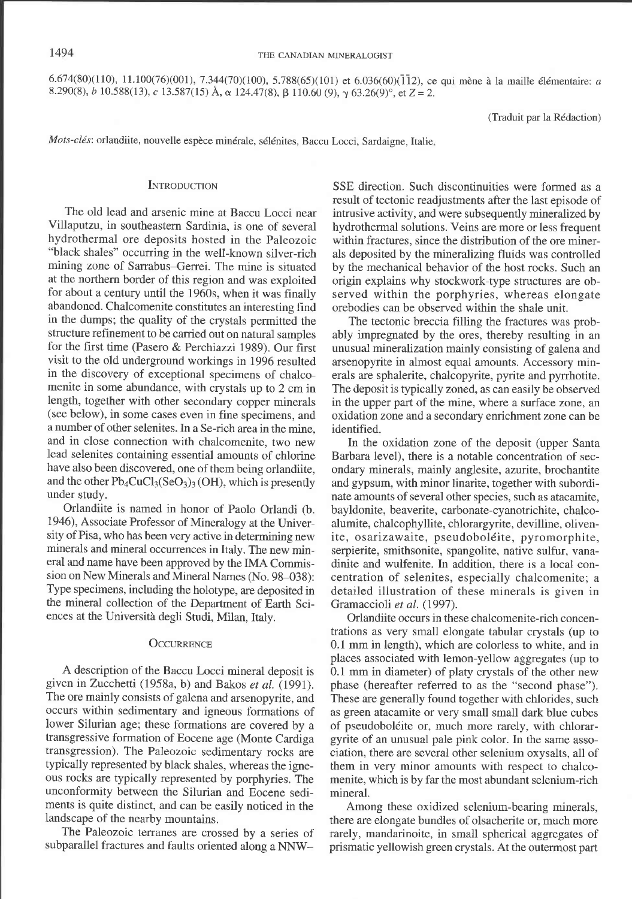6.674(80)(110), 11.100(76)(001), 7.344(70)(100), 5.788(65)(101) et 6.036(60)($\bar{1}\bar{1}2$), ce qui mène à la maille élémentaire: *a* 8.290(8), *b* 10.588(13), *c* 13.587(15) Å, α 124.47(8), β 110.60 (9), γ 63.26(9)°, et Z = 2.

(Traduit par la Rédaction)

*Mots-clés*: orlandiite, nouvelle espèce minérale, sélénites, Baccu Locci, Sardaigne, Italie.

## Introduction

The old lead and arsenic mine at Baccu Locci near Villaputzu, in southeastern Sardinia, is one of several hydrothermal ore deposits hosted in the Paleozoic "black shales" occurring in the well-known silver-rich mining zone of Sarrabus–Gerrei. The mine is situated at the northern border of this region and was exploited for about a century until the 1960s, when it was finally abandoned. Chalcomenite constitutes an interesting find in the dumps; the quality of the crystals permitted the structure refinement to be carried out on natural samples for the first time (Pasero & Perchiazzi 1989). Our first visit to the old underground workings in 1996 resulted in the discovery of exceptional specimens of chalcomenite in some abundance, with crystals up to 2 cm in length, together with other secondary copper minerals (see below), in some cases even in fine specimens, and a number of other selenites. In a Se-rich area in the mine, and in close connection with chalcomenite, two new lead selenites containing essential amounts of chlorine have also been discovered, one of them being orlandiite, and the other $Pb_4CuCl_3(SeO_3)_3(OH)$, which is presently under study.

Orlandiite is named in honor of Paolo Orlandi (b. 1946), Associate Professor of Mineralogy at the University of Pisa, who has been very active in determining new minerals and mineral occurrences in Italy. The new mineral and name have been approved by the IMA Commission on New Minerals and Mineral Names (No. 98–038): Type specimens, including the holotype, are deposited in the mineral collection of the Department of Earth Sciences at the Università degli Studi, Milan, Italy.

## Occurrence

A description of the Baccu Locci mineral deposit is given in Zucchetti (1958a, b) and Bakos *et al.* (1991). The ore mainly consists of galena and arsenopyrite, and occurs within sedimentary and igneous formations of lower Silurian age; these formations are covered by a transgressive formation of Eocene age (Monte Cardiga transgression). The Paleozoic sedimentary rocks are typically represented by black shales, whereas the igneous rocks are typically represented by porphyries. The unconformity between the Silurian and Eocene sediments is quite distinct, and can be easily noticed in the landscape of the nearby mountains.

The Paleozoic terranes are crossed by a series of subparallel fractures and faults oriented along a NNW–SSE direction. Such discontinuities were formed as a result of tectonic readjustments after the last episode of intrusive activity, and were subsequently mineralized by hydrothermal solutions. Veins are more or less frequent within fractures, since the distribution of the ore minerals deposited by the mineralizing fluids was controlled by the mechanical behavior of the host rocks. Such an origin explains why stockwork-type structures are observed within the porphyries, whereas elongate orebodies can be observed within the shale unit.

The tectonic breccia filling the fractures was probably impregnated by the ores, thereby resulting in an unusual mineralization mainly consisting of galena and arsenopyrite in almost equal amounts. Accessory minerals are sphalerite, chalcopyrite, pyrite and pyrrhotite. The deposit is typically zoned, as can easily be observed in the upper part of the mine, where a surface zone, an oxidation zone and a secondary enrichment zone can be identified.

In the oxidation zone of the deposit (upper Santa Barbara level), there is a notable concentration of secondary minerals, mainly anglesite, azurite, brochantite and gypsum, with minor linarite, together with subordinate amounts of several other species, such as atacamite, bayldonite, beaverite, carbonate-cyanotrichite, chalcoalumite, chalcophyllite, chlorargyrite, devilline, olivenite, osarizawaite, pseudoboléite, pyromorphite, serpierite, smithsonite, spangolite, native sulfur, vanadinite and wulfenite. In addition, there is a local concentration of selenites, especially chalcomenite; a detailed illustration of these minerals is given in Gramaccioli *et al.* (1997).

Orlandiite occurs in these chalcomenite-rich concentrations as very small elongate tabular crystals (up to 0.1 mm in length), which are colorless to white, and in places associated with lemon-yellow aggregates (up to 0.1 mm in diameter) of platy crystals of the other new phase (hereafter referred to as the "second phase"). These are generally found together with chlorides, such as green atacamite or very small small dark blue cubes of pseudoboléite or, much more rarely, with chlorargyrite of an unusual pale pink color. In the same association, there are several other selenium oxysalts, all of them in very minor amounts with respect to chalcomenite, which is by far the most abundant selenium-rich mineral.

Among these oxidized selenium-bearing minerals, there are elongate bundles of olsacherite or, much more rarely, mandarinoite, in small spherical aggregates of prismatic yellowish green crystals. At the outermost part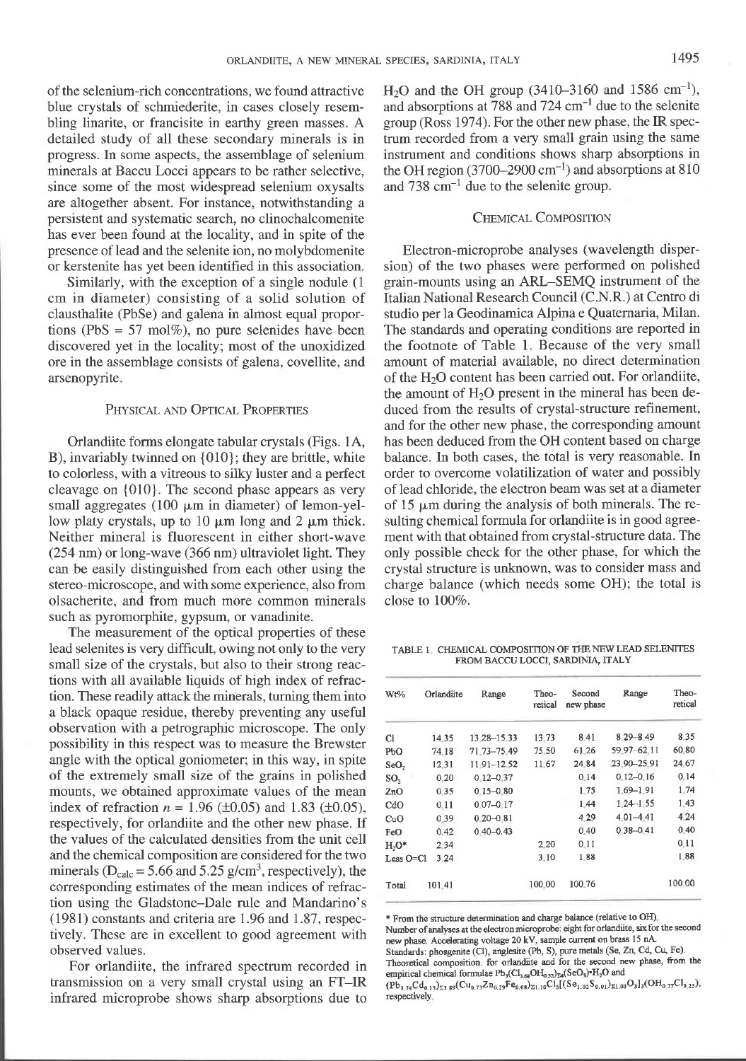of the selenium-rich concentrations, we found attractive blue crystals of schmiederite, in cases closely resembling linarite, or francisite in earthy green masses. A detailed study of all these secondary minerals is in progress. In some aspects, the assemblage of selenium minerals at Baccu Locci appears to be rather selective, since some of the most widespread selenium oxysalts are altogether absent. For instance, notwithstanding a persistent and systematic search, no clinochalcomenite has ever been found at the locality, and in spite of the presence of lead and the selenite ion, no molybdomenite or kerstenite has yet been identified in this association.

Similarly, with the exception of a single sulfide nodule (1 cm in diameter) consisting of a solid solution of clausthalite (PbSe) and galena in almost equal proportions (PbS = 57 mol%), no pure selenides have been discovered yet in the locality; most of the unoxidized ore in the assemblage consists of galena, covellite, and arsenopyrite.

## Physical and Optical Properties

Orlandiite forms elongate tabular crystals (Figs. 1A, B), invariably twinned on {010}; they are brittle, white to colorless, with a vitreous to silky luster and a perfect cleavage on {010}. The second phase appears as very small aggregates (100 μm in diameter) of lemon-yellow platy crystals, up to 10 μm long and 2 μm thick. Neither mineral is fluorescent in either short-wave (254 nm) or long-wave (366 nm) ultraviolet light. They can be easily distinguished from each other using the stereo-microscope, and with some experience, also from olsacherite, and from much more common minerals such as pyromorphite, gypsum, or vanadinite.

The measurement of the optical properties of these lead selenites is very difficult, owing not only to the very small size of the crystals, but also to their strong reactions with all available liquids of high index of refraction. These readily attack the minerals, turning them into a black opaque residue, thereby preventing any useful observation with a petrographic microscope. The only possibility in this respect was to measure the Brewster angle with the optical goniometer; in this way, in spite of the extremely small size of the grains in polished mounts, we obtained approximate values of the mean index of refraction $n$ = 1.96 (±0.05) and 1.83 (±0.05), respectively, for orlandiite and the other new phase. If the values of the calculated densities from the unit cell and the chemical composition are considered for the two minerals ($D_{calc}$ = 5.66 and 5.25 g/cm$^3$, respectively), the corresponding estimates of the mean indices of refraction using the Gladstone–Dale rule and Mandarino's (1981) constants and criteria are 1.96 and 1.87, respectively. These are in excellent to good agreement with observed values.

For orlandiite, the infrared spectrum recorded in transmission on a very small crystal using an FT–IR infrared microprobe shows sharp absorptions due to $H_2O$ and the OH group (3410–3160 and 1586 cm$^{-1}$), and absorptions at 788 and 724 cm$^{-1}$ due to the selenite group (Ross 1974). For the other new phase, the IR spectrum recorded from a very small grain using the same instrument and conditions shows sharp absorptions in the OH region (3700–2900 cm$^{-1}$) and absorptions at 810 and 738 cm$^{-1}$ due to the selenite group.

## Chemical Composition

Electron-microprobe analyses (wavelength dispersion) of the two phases were performed on polished grain-mounts using an ARL–SEMQ instrument of the Italian National Research Council (C.N.R.) at Centro di studio per la Geodinamica Alpina e Quaternaria, Milan. The standards and operating conditions are reported in the footnote of Table 1. Because of the very small amount of material available, no direct determination of the $H_2O$ content has been carried out. For orlandiite, the amount of $H_2O$ present in the mineral has been deduced from the results of crystal-structure refinement, and for the other new phase, the corresponding amount has been deduced from the OH content based on charge balance. In both cases, the total is very reasonable. In order to overcome volatilization of water and possibly of lead chloride, the electron beam was set at a diameter of 15 μm during the analysis of both minerals. The resulting chemical formula for orlandiite is in good agreement with that obtained from crystal-structure data. The only possible check for the other phase, for which the crystal structure is unknown, was to consider mass and charge balance (which needs some OH); the total is close to 100%.

TABLE 1. CHEMICAL COMPOSITION OF THE NEW LEAD SELENITES FROM BACCU LOCCI, SARDINIA, ITALY

| Wt% | Orlandiite | Range | Theoretical | Second new phase | Range | Theoretical |
|---|---|---|---|---|---|---|
| Cl | 14.35 | 13.28–15.33 | 13.73 | 8.41 | 8.29–8.49 | 8.35 |
| PbO | 74.18 | 71.73–75.49 | 75.50 | 61.26 | 59.97–62.11 | 60.80 |
| $SeO_2$ | 12.31 | 11.91–12.52 | 11.67 | 24.84 | 23.90–25.91 | 24.67 |
| $SO_2$ | 0.20 | 0.12–0.37 | | 0.14 | 0.12–0.16 | 0.14 |
| ZnO | 0.35 | 0.15–0.80 | | 1.75 | 1.69–1.91 | 1.74 |
| CdO | 0.11 | 0.07–0.17 | | 1.44 | 1.24–1.55 | 1.43 |
| CuO | 0.39 | 0.20–0.81 | | 4.29 | 4.01–4.41 | 4.24 |
| FeO | 0.42 | 0.40–0.43 | | 0.40 | 0.38–0.41 | 0.40 |
| $H_2O$* | 2.34 | | 2.20 | 0.11 | | 0.11 |
| Less O=Cl | 3.24 | | 3.10 | 1.88 | | 1.88 |
| Total | 101.41 | | 100.00 | 100.76 | | 100.00 |

* From the structure determination and charge balance (relative to OH).
Number of analyses at the electron microprobe: eight for orlandiite, six for the second new phase. Accelerating voltage 20 kV, sample current on brass 15 nA.
Standards: phosgenite (Cl), anglesite (Pb, S), pure metals (Se, Zn, Cd, Cu, Fe).
Theoretical composition: for orlandiite and for the second new phase, from the empirical chemical formulae $Pb_3(Cl_{3.68}OH_{0.32})_{\Sigma 4}(SeO_3)\cdot H_2O$ and $(Pb_{3.74}Cd_{0.15})_{\Sigma 3.89}(Cu_{0.73}Zn_{0.29}Fe_{0.08})_{\Sigma 1.10}Cl_3[(Se_{1.02}S_{0.01})_{\Sigma 1.03}O_3]_3(OH_{0.77}Cl_{0.23})$, respectively.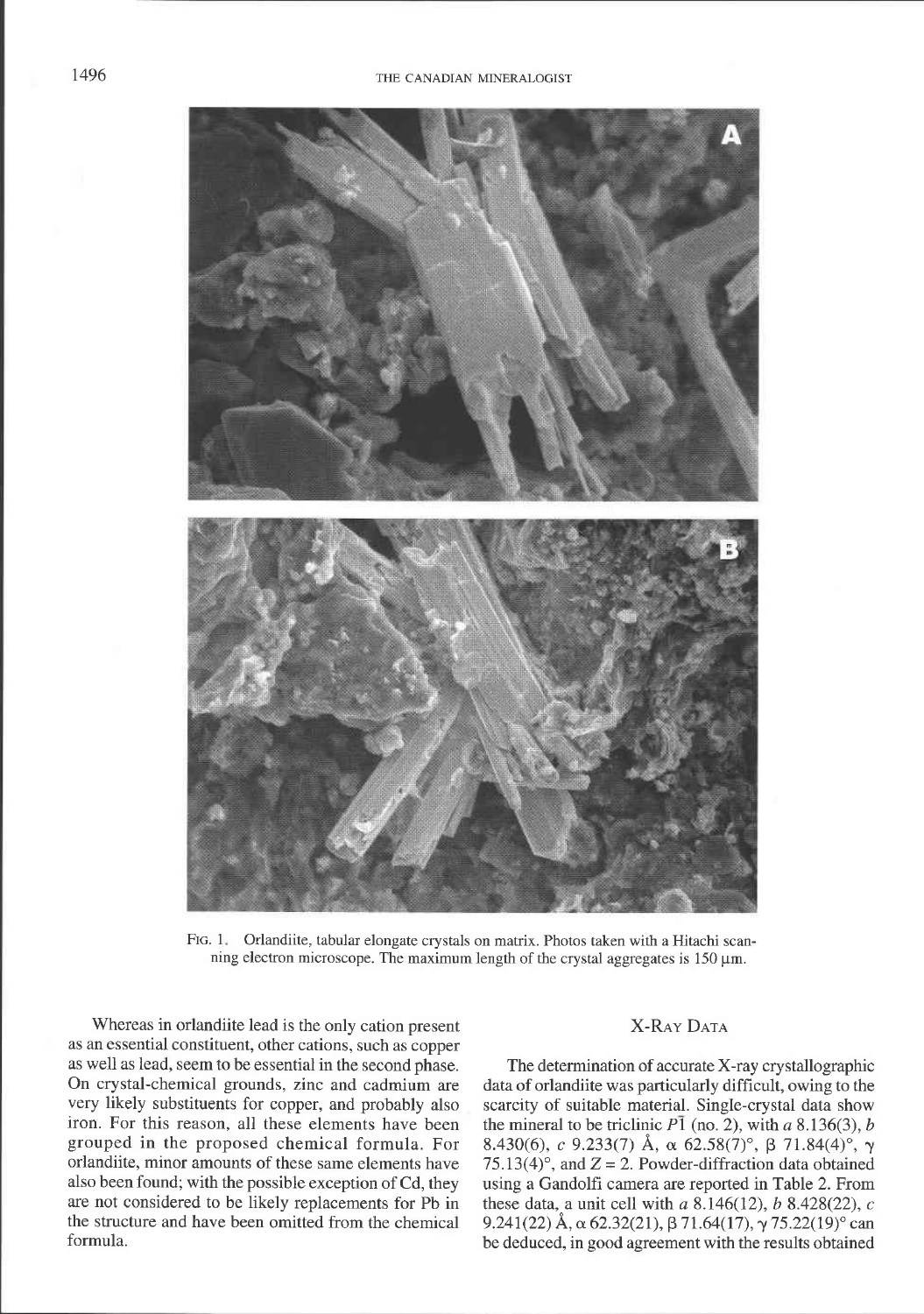FIG. 1. Orlandiite, tabular elongate crystals on matrix. Photos taken with a Hitachi scanning electron microscope. The maximum length of the crystal aggregates is 150 μm.

Whereas in orlandiite lead is the only cation present as an essential constituent, other cations, such as copper as well as lead, seem to be essential in the second phase. On crystal-chemical grounds, zinc and cadmium are very likely substituents for copper, and probably also iron. For this reason, all these elements have been grouped in the proposed chemical formula. For orlandiite, minor amounts of these same elements have also been found; with the possible exception of Cd, they are not considered to be likely replacements for Pb in the structure and have been omitted from the chemical formula.

## X-RAY DATA

The determination of accurate X-ray crystallographic data of orlandiite was particularly difficult, owing to the scarcity of suitable material. Single-crystal data show the mineral to be triclinic $P\bar{1}$ (no. 2), with $a$ 8.136(3), $b$ 8.430(6), $c$ 9.233(7) Å, $\alpha$ 62.58(7)°, $\beta$ 71.84(4)°, $\gamma$ 75.13(4)°, and $Z = 2$. Powder-diffraction data obtained using a Gandolfi camera are reported in Table 2. From these data, a unit cell with $a$ 8.146(12), $b$ 8.428(22), $c$ 9.241(22) Å, $\alpha$ 62.32(21), $\beta$ 71.64(17), $\gamma$ 75.22(19)° can be deduced, in good agreement with the results obtained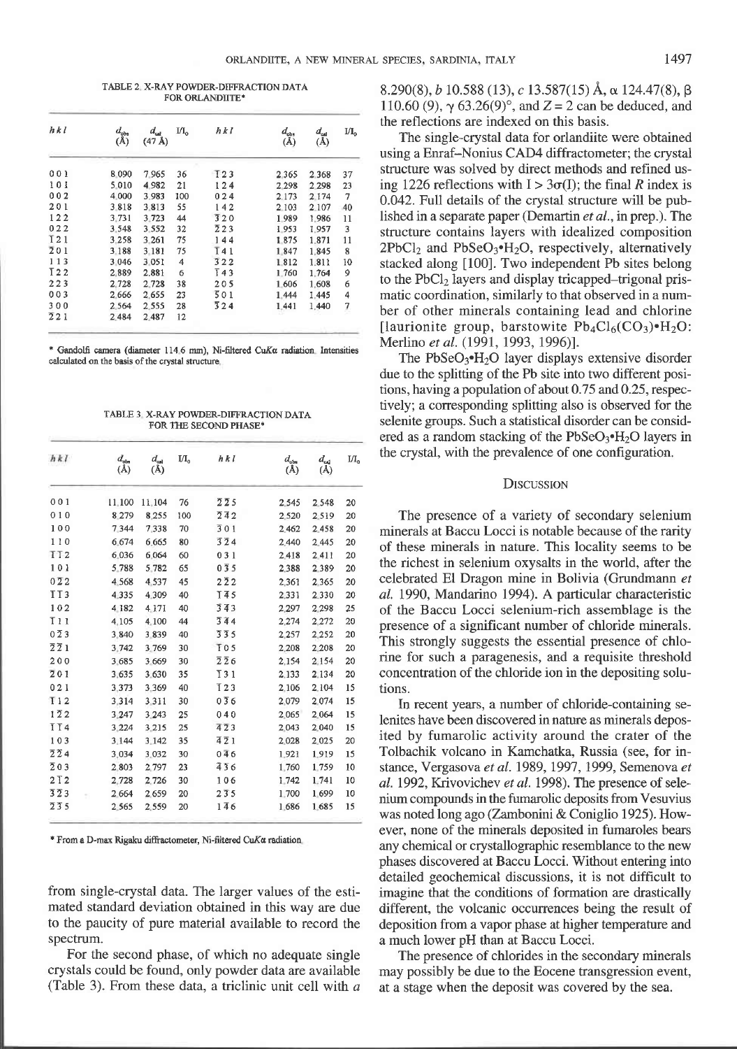TABLE 2. X-RAY POWDER-DIFFRACTION DATA FOR ORLANDIITE*

| *hkl* | $d_{obs}$ (Å) | $d_{cal}$ (47 Å) | $I/I_o$ | *hkl* | $d_{obs}$ (Å) | $d_{cal}$ (Å) | $I/I_o$ |
|---|---|---|---|---|---|---|---|
| 0 0 1 | 8.090 | 7.965 | 36 | $\bar{1}$ 2 3 | 2.365 | 2.368 | 37 |
| 1 0 1 | 5.010 | 4.982 | 21 | 1 2 4 | 2.298 | 2.298 | 23 |
| 0 0 2 | 4.000 | 3.983 | 100 | 0 2 4 | 2.173 | 2.174 | 7 |
| 2 0 1 | 3.818 | 3.813 | 55 | 1 4 2 | 2.103 | 2.107 | 40 |
| 1 2 2 | 3.731 | 3.723 | 44 | $\bar{3}$ 2 0 | 1.989 | 1.986 | 11 |
| 0 2 2 | 3.548 | 3.552 | 32 | $\bar{2}$ 2 3 | 1.953 | 1.957 | 3 |
| $\bar{1}$ 2 1 | 3.258 | 3.261 | 75 | 1 4 4 | 1.875 | 1.871 | 11 |
| $\bar{2}$ 0 1 | 3.188 | 3.181 | 75 | $\bar{1}$ 4 1 | 1.847 | 1.845 | 8 |
| 1 1 3 | 3.046 | 3.051 | 4 | $\bar{3}$ 2 2 | 1.812 | 1.811 | 10 |
| $\bar{1}$ 2 2 | 2.889 | 2.881 | 6 | $\bar{1}$ 4 3 | 1.760 | 1.764 | 9 |
| 2 2 3 | 2.728 | 2.728 | 38 | 2 0 5 | 1.606 | 1.608 | 6 |
| 0 0 3 | 2.666 | 2.655 | 23 | $\bar{5}$ 0 1 | 1.444 | 1.445 | 4 |
| 3 0 0 | 2.564 | 2.555 | 28 | $\bar{3}$ 2 4 | 1.441 | 1.440 | 7 |
| $\bar{2}$ 2 1 | 2.484 | 2.487 | 12 | | | | |

* Gandolfi camera (diameter 114.6 mm), Ni-filtered Cu*K*α radiation. Intensities calculated on the basis of the crystal structure.

TABLE 3. X-RAY POWDER-DIFFRACTION DATA FOR THE SECOND PHASE*

| *hkl* | $d_{obs}$ (Å) | $d_{cal}$ (Å) | $I/I_o$ | *hkl* | $d_{obs}$ (Å) | $d_{cal}$ (Å) | $I/I_o$ |
|---|---|---|---|---|---|---|---|
| 0 0 1 | 11.100 | 11.104 | 76 | $\bar{2}$ $\bar{2}$ 5 | 2.545 | 2.548 | 20 |
| 0 1 0 | 8.279 | 8.255 | 100 | $\bar{2}$ $\bar{4}$ 2 | 2.520 | 2.519 | 20 |
| 1 0 0 | 7.344 | 7.338 | 70 | $\bar{3}$ 0 1 | 2.462 | 2.458 | 20 |
| 1 1 0 | 6.674 | 6.665 | 80 | $\bar{3}$ $\bar{2}$ 4 | 2.440 | 2.445 | 20 |
| $\bar{1}$ $\bar{1}$ 2 | 6.036 | 6.064 | 60 | 0 3 1 | 2.418 | 2.411 | 20 |
| 1 0 1 | 5.788 | 5.782 | 65 | 0 $\bar{3}$ 5 | 2.388 | 2.389 | 20 |
| 0 $\bar{2}$ 2 | 4.568 | 4.537 | 45 | 2 $\bar{2}$ 2 | 2.361 | 2.365 | 20 |
| $\bar{1}$ $\bar{1}$ 3 | 4.335 | 4.309 | 40 | $\bar{1}$ $\bar{4}$ 5 | 2.331 | 2.330 | 20 |
| 1 0 2 | 4.182 | 4.171 | 40 | $\bar{3}$ $\bar{4}$ 3 | 2.297 | 2.298 | 25 |
| $\bar{1}$ 1 1 | 4.105 | 4.100 | 44 | $\bar{3}$ $\bar{4}$ 4 | 2.274 | 2.272 | 20 |
| 0 $\bar{2}$ 3 | 3.840 | 3.839 | 40 | $\bar{3}$ $\bar{3}$ 5 | 2.257 | 2.252 | 20 |
| $\bar{2}$ $\bar{2}$ 1 | 3.742 | 3.769 | 30 | $\bar{1}$ 0 5 | 2.208 | 2.208 | 20 |
| 2 0 0 | 3.685 | 3.669 | 30 | $\bar{2}$ $\bar{2}$ 6 | 2.154 | 2.154 | 20 |
| $\bar{2}$ 0 1 | 3.635 | 3.630 | 35 | $\bar{1}$ 3 1 | 2.133 | 2.134 | 20 |
| 0 2 1 | 3.373 | 3.369 | 40 | $\bar{1}$ 2 3 | 2.106 | 2.104 | 15 |
| $\bar{1}$ 1 2 | 3.314 | 3.311 | 30 | 0 $\bar{3}$ 6 | 2.079 | 2.074 | 15 |
| 1 $\bar{2}$ 2 | 3.247 | 3.243 | 25 | 0 4 0 | 2.065 | 2.064 | 15 |
| $\bar{1}$ $\bar{1}$ 4 | 3.224 | 3.215 | 25 | $\bar{4}$ $\bar{2}$ 3 | 2.043 | 2.040 | 15 |
| 1 0 3 | 3.144 | 3.142 | 35 | $\bar{4}$ $\bar{2}$ 1 | 2.028 | 2.025 | 20 |
| $\bar{2}$ $\bar{2}$ 4 | 3.034 | 3.032 | 30 | 0 $\bar{4}$ 6 | 1.921 | 1.919 | 15 |
| $\bar{2}$ 0 3 | 2.803 | 2.797 | 23 | $\bar{4}$ $\bar{3}$ 6 | 1.760 | 1.759 | 10 |
| 2 $\bar{1}$ 2 | 2.728 | 2.726 | 30 | 1 0 6 | 1.742 | 1.741 | 10 |
| $\bar{3}$ $\bar{2}$ 3 | 2.664 | 2.659 | 20 | 2 $\bar{3}$ 5 | 1.700 | 1.699 | 10 |
| $\bar{2}$ $\bar{3}$ 5 | 2.565 | 2.559 | 20 | 1 $\bar{4}$ 6 | 1.686 | 1.685 | 15 |

* From a D-max Rigaku diffractometer, Ni-filtered Cu*K*α radiation.

from single-crystal data. The larger values of the estimated standard deviation obtained in this way are due to the paucity of pure material available to record the spectrum.

For the second phase, of which no adequate single crystals could be found, only powder data are available (Table 3). From these data, a triclinic unit cell with *a* 8.290(8), *b* 10.588 (13), *c* 13.587(15) Å, α 124.47(8), β 110.60 (9), γ 63.26(9)°, and *Z* = 2 can be deduced, and the reflections are indexed on this basis.

The single-crystal data for orlandiite were obtained using a Enraf–Nonius CAD4 diffractometer; the crystal structure was solved by direct methods and refined using 1226 reflections with $I > 3\sigma(I)$; the final *R* index is 0.042. Full details of the crystal structure will be published in a separate paper (Demartin *et al.*, in prep.). The structure contains layers with idealized composition $2PbCl_2$ and $PbSeO_3{\bullet}H_2O$, respectively, alternatively stacked along [100]. Two independent Pb sites belong to the $PbCl_2$ layers and display tricapped–trigonal prismatic coordination, similarly to that observed in a number of other minerals containing lead and chlorine [laurionite group, barstowite $Pb_4Cl_6(CO_3){\bullet}H_2O$: Merlino *et al.* (1991, 1993, 1996)].

The $PbSeO_3{\bullet}H_2O$ layer displays extensive disorder due to the splitting of the Pb site into two different positions, having a population of about 0.75 and 0.25, respectively; a corresponding splitting also is observed for the selenite groups. Such a statistical disorder can be considered as a random stacking of the $PbSeO_3{\bullet}H_2O$ layers in the crystal, with the prevalence of one configuration.

## Discussion

The presence of a variety of secondary selenium minerals at Baccu Locci is notable because of the rarity of these minerals in nature. This locality seems to be the richest in selenium oxysalts in the world, after the celebrated El Dragon mine in Bolivia (Grundmann *et al.* 1990, Mandarino 1994). A particular characteristic of the Baccu Locci selenium-rich assemblage is the presence of a significant number of chloride minerals. This strongly suggests the essential presence of chlorine for such a paragenesis, and a requisite threshold concentration of the chloride ion in the depositing solutions.

In recent years, a number of chloride-containing selenites have been discovered in nature as minerals deposited by fumarolic activity around the crater of the Tolbachik volcano in Kamchatka, Russia (see, for instance, Vergasova *et al.* 1989, 1997, 1999, Semenova *et al.* 1992, Krivovichev *et al.* 1998). The presence of selenium compounds in the fumarolic deposits from Vesuvius was noted long ago (Zambonini & Coniglio 1925). However, none of the minerals deposited in fumaroles bears any chemical or crystallographic resemblance to the new phases discovered at Baccu Locci. Without entering into detailed geochemical discussions, it is not difficult to imagine that the conditions of formation are drastically different, the volcanic occurrences being the result of deposition from a vapor phase at higher temperature and a much lower pH than at Baccu Locci.

The presence of chlorides in the secondary minerals may possibly be due to the Eocene transgression event, at a stage when the deposit was covered by the sea.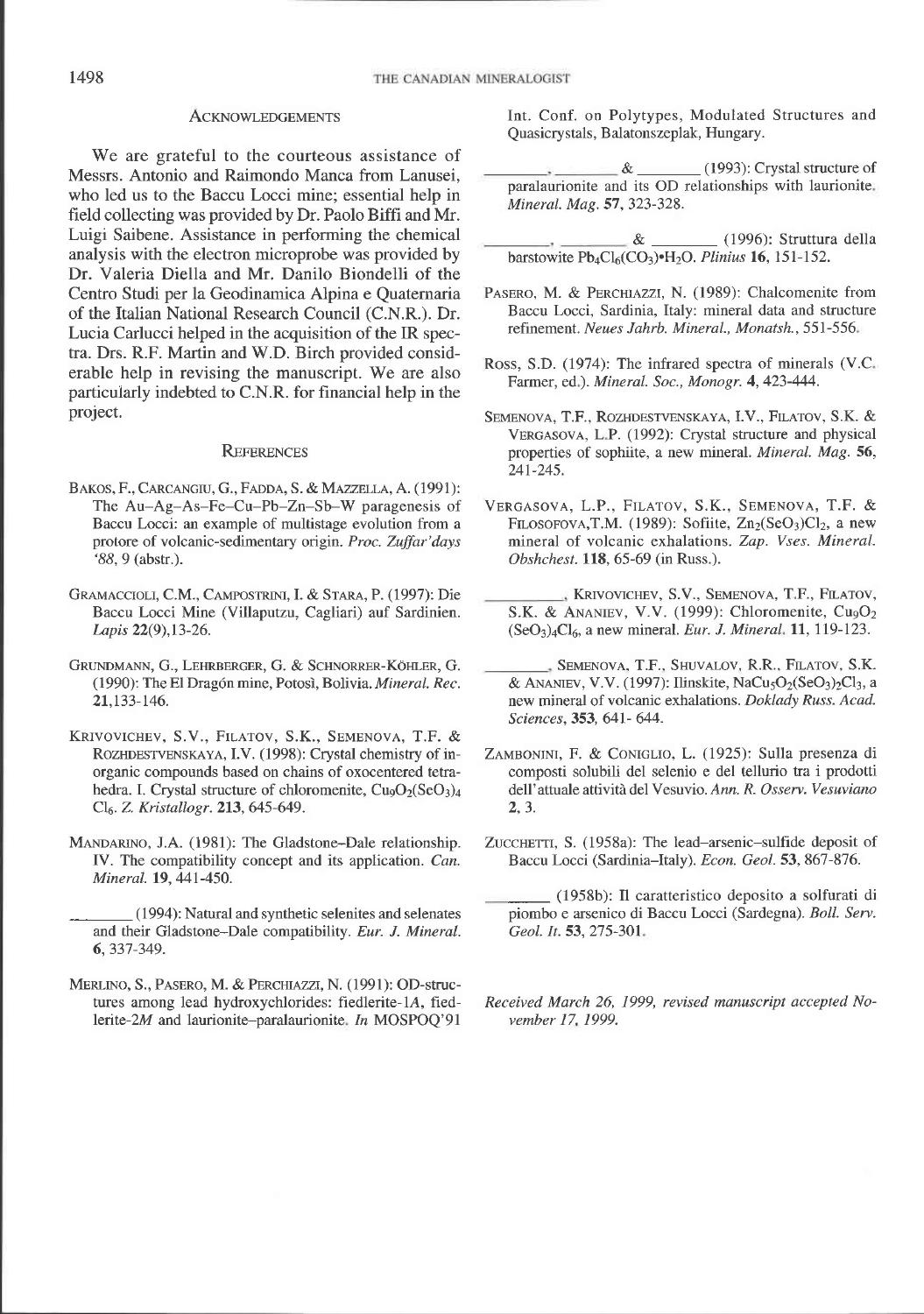## Acknowledgements

We are grateful to the courteous assistance of Messrs. Antonio and Raimondo Manca from Lanusei, who led us to the Baccu Locci mine; essential help in field collecting was provided by Dr. Paolo Biffi and Mr. Luigi Saibene. Assistance in performing the chemical analysis with the electron microprobe was provided by Dr. Valeria Diella and Mr. Danilo Biondelli of the Centro Studi per la Geodinamica Alpina e Quaternaria of the Italian National Research Council (C.N.R.). Dr. Lucia Carlucci helped in the acquisition of the IR spectra. Drs. R.F. Martin and W.D. Birch provided considerable help in revising the manuscript. We are also particularly indebted to C.N.R. for financial help in the project.

## References

Bakos, F., Carcangiu, G., Fadda, S. & Mazzella, A. (1991): The Au–Ag–As–Fe–Cu–Pb–Zn–Sb–W paragenesis of Baccu Locci: an example of multistage evolution from a protore of volcanic-sedimentary origin. *Proc. Zuffar'days '88*, 9 (abstr.).

Gramaccioli, C.M., Campostrini, I. & Stara, P. (1997): Die Baccu Locci Mine (Villaputzu, Cagliari) auf Sardinien. *Lapis* **22**(9), 13-26.

Grundmann, G., Lehrberger, G. & Schnorrer-Köhler, G. (1990): The El Dragón mine, Potosì, Bolivia. *Mineral. Rec.* **21**, 133-146.

Krivovichev, S.V., Filatov, S.K., Semenova, T.F. & Rozhdestvenskaya, I.V. (1998): Crystal chemistry of inorganic compounds based on chains of oxocentered tetrahedra. I. Crystal structure of chloromenite, $Cu_9O_2(SeO_3)_4Cl_6$. *Z. Kristallogr.* **213**, 645-649.

Mandarino, J.A. (1981): The Gladstone–Dale relationship. IV. The compatibility concept and its application. *Can. Mineral.* **19**, 441-450.

________ (1994): Natural and synthetic selenites and selenates and their Gladstone–Dale compatibility. *Eur. J. Mineral.* **6**, 337-349.

Merlino, S., Pasero, M. & Perchiazzi, N. (1991): OD-structures among lead hydroxychlorides: fiedlerite-1*A*, fiedlerite-2*M* and laurionite–paralaurionite. *In* MOSPOQ'91 Int. Conf. on Polytypes, Modulated Structures and Quasicrystals, Balatonszeplak, Hungary.

________, ________ & ________ (1993): Crystal structure of paralaurionite and its OD relationships with laurionite. *Mineral. Mag.* **57**, 323-328.

________, ________ & ________ (1996): Struttura della barstowite $Pb_4Cl_6(CO_3){\bullet}H_2O$. *Plinius* **16**, 151-152.

Pasero, M. & Perchiazzi, N. (1989): Chalcomenite from Baccu Locci, Sardinia, Italy: mineral data and structure refinement. *Neues Jahrb. Mineral., Monatsh.*, 551-556.

Ross, S.D. (1974): The infrared spectra of minerals (V.C. Farmer, ed.). *Mineral. Soc., Monogr.* **4**, 423-444.

Semenova, T.F., Rozhdestvenskaya, I.V., Filatov, S.K. & Vergasova, L.P. (1992): Crystal structure and physical properties of sophiite, a new mineral. *Mineral. Mag.* **56**, 241-245.

Vergasova, L.P., Filatov, S.K., Semenova, T.F. & Filosofova, T.M. (1989): Sofiite, $Zn_2(SeO_3)Cl_2$, a new mineral of volcanic exhalations. *Zap. Vses. Mineral. Obshchest.* **118**, 65-69 (in Russ.).

________, Krivovichev, S.V., Semenova, T.F., Filatov, S.K. & Ananiev, V.V. (1999): Chloromenite, $Cu_9O_2(SeO_3)_4Cl_6$, a new mineral. *Eur. J. Mineral.* **11**, 119-123.

________, Semenova, T.F., Shuvalov, R.R., Filatov, S.K. & Ananiev, V.V. (1997): Ilinskite, $NaCu_5O_2(SeO_3)_2Cl_3$, a new mineral of volcanic exhalations. *Doklady Russ. Acad. Sciences*, **353**, 641-644.

Zambonini, F. & Coniglio, L. (1925): Sulla presenza di composti solubili del selenio e del tellurio tra i prodotti dell'attuale attività del Vesuvio. *Ann. R. Osserv. Vesuviano* **2**, 3.

Zucchetti, S. (1958a): The lead–arsenic–sulfide deposit of Baccu Locci (Sardinia–Italy). *Econ. Geol.* **53**, 867-876.

________ (1958b): Il caratteristico deposito a solfurati di piombo e arsenico di Baccu Locci (Sardegna). *Boll. Serv. Geol. It.* **53**, 275-301.

*Received March 26, 1999, revised manuscript accepted November 17, 1999.*